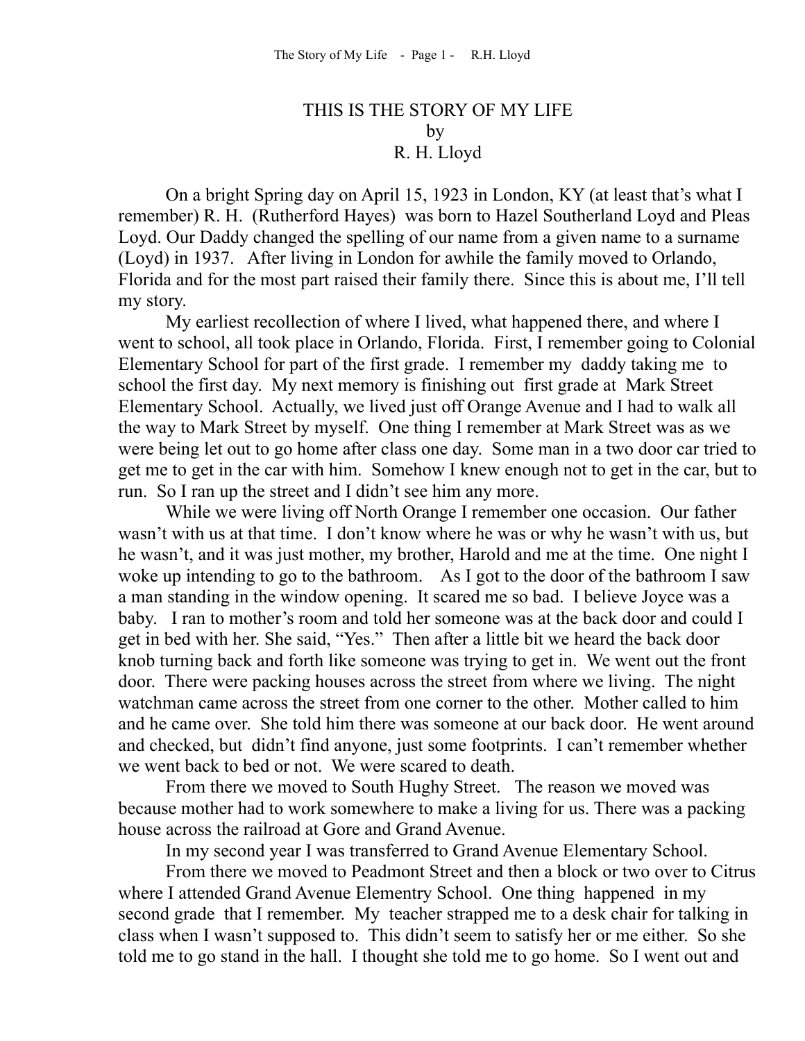# THIS IS THE STORY OF MY LIFE
by
R. H. Lloyd

On a bright Spring day on April 15, 1923 in London, KY (at least that's what I remember) R. H. (Rutherford Hayes) was born to Hazel Southerland Loyd and Pleas Loyd. Our Daddy changed the spelling of our name from a given name to a surname (Loyd) in 1937. After living in London for awhile the family moved to Orlando, Florida and for the most part raised their family there. Since this is about me, I'll tell my story.

My earliest recollection of where I lived, what happened there, and where I went to school, all took place in Orlando, Florida. First, I remember going to Colonial Elementary School for part of the first grade. I remember my daddy taking me to school the first day. My next memory is finishing out first grade at Mark Street Elementary School. Actually, we lived just off Orange Avenue and I had to walk all the way to Mark Street by myself. One thing I remember at Mark Street was as we were being let out to go home after class one day. Some man in a two door car tried to get me to get in the car with him. Somehow I knew enough not to get in the car, but to run. So I ran up the street and I didn't see him any more.

While we were living off North Orange I remember one occasion. Our father wasn't with us at that time. I don't know where he was or why he wasn't with us, but he wasn't, and it was just mother, my brother, Harold and me at the time. One night I woke up intending to go to the bathroom. As I got to the door of the bathroom I saw a man standing in the window opening. It scared me so bad. I believe Joyce was a baby. I ran to mother's room and told her someone was at the back door and could I get in bed with her. She said, "Yes." Then after a little bit we heard the back door knob turning back and forth like someone was trying to get in. We went out the front door. There were packing houses across the street from where we living. The night watchman came across the street from one corner to the other. Mother called to him and he came over. She told him there was someone at our back door. He went around and checked, but didn't find anyone, just some footprints. I can't remember whether we went back to bed or not. We were scared to death.

From there we moved to South Hughy Street. The reason we moved was because mother had to work somewhere to make a living for us. There was a packing house across the railroad at Gore and Grand Avenue.

In my second year I was transferred to Grand Avenue Elementary School.

From there we moved to Peadmont Street and then a block or two over to Citrus where I attended Grand Avenue Elementry School. One thing happened in my second grade that I remember. My teacher strapped me to a desk chair for talking in class when I wasn't supposed to. This didn't seem to satisfy her or me either. So she told me to go stand in the hall. I thought she told me to go home. So I went out and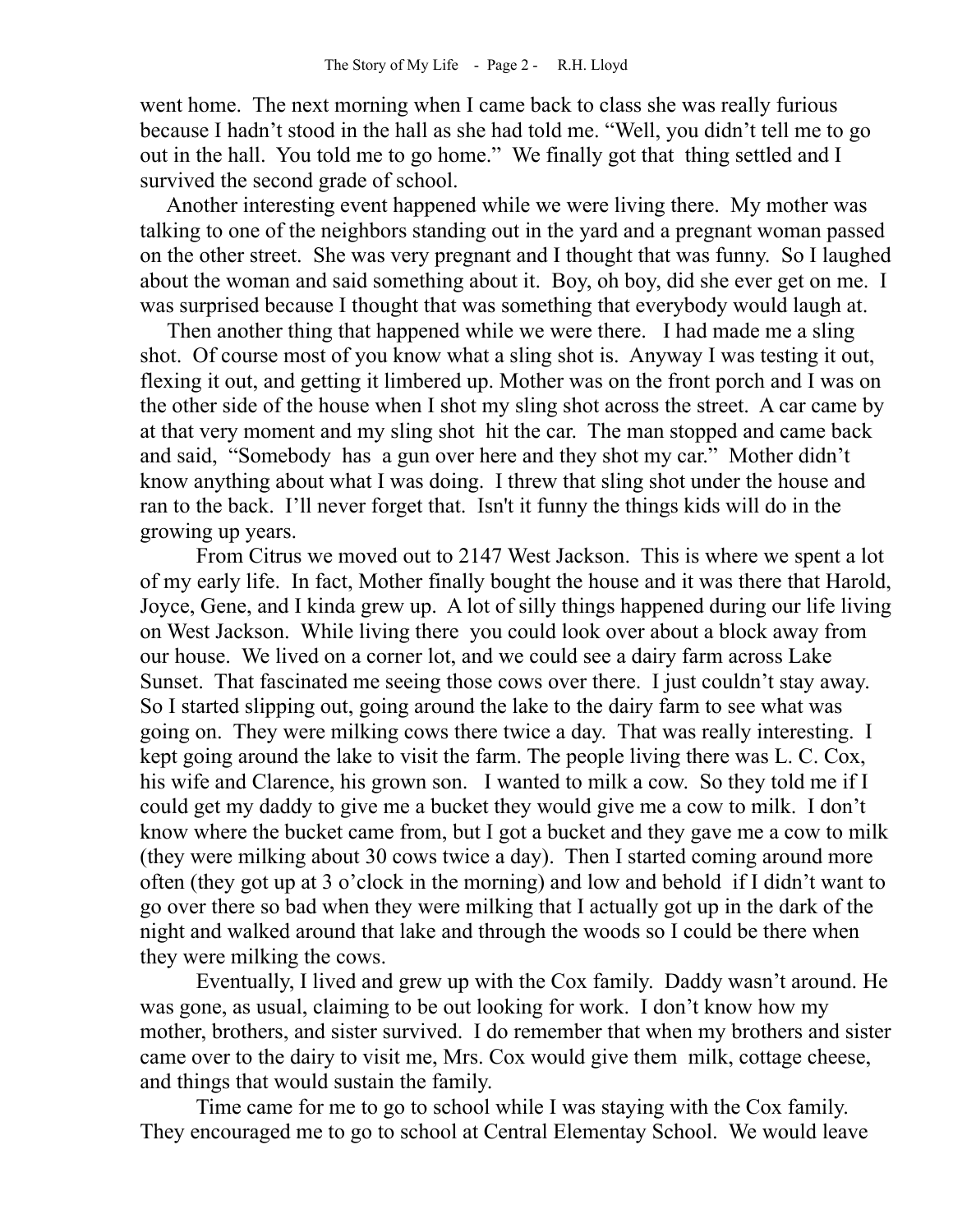went home. The next morning when I came back to class she was really furious because I hadn't stood in the hall as she had told me. "Well, you didn't tell me to go out in the hall. You told me to go home." We finally got that thing settled and I survived the second grade of school.

Another interesting event happened while we were living there. My mother was talking to one of the neighbors standing out in the yard and a pregnant woman passed on the other street. She was very pregnant and I thought that was funny. So I laughed about the woman and said something about it. Boy, oh boy, did she ever get on me. I was surprised because I thought that was something that everybody would laugh at.

Then another thing that happened while we were there. I had made me a sling shot. Of course most of you know what a sling shot is. Anyway I was testing it out, flexing it out, and getting it limbered up. Mother was on the front porch and I was on the other side of the house when I shot my sling shot across the street. A car came by at that very moment and my sling shot hit the car. The man stopped and came back and said, "Somebody has a gun over here and they shot my car." Mother didn't know anything about what I was doing. I threw that sling shot under the house and ran to the back. I'll never forget that. Isn't it funny the things kids will do in the growing up years.

From Citrus we moved out to 2147 West Jackson. This is where we spent a lot of my early life. In fact, Mother finally bought the house and it was there that Harold, Joyce, Gene, and I kinda grew up. A lot of silly things happened during our life living on West Jackson. While living there you could look over about a block away from our house. We lived on a corner lot, and we could see a dairy farm across Lake Sunset. That fascinated me seeing those cows over there. I just couldn't stay away. So I started slipping out, going around the lake to the dairy farm to see what was going on. They were milking cows there twice a day. That was really interesting. I kept going around the lake to visit the farm. The people living there was L. C. Cox, his wife and Clarence, his grown son. I wanted to milk a cow. So they told me if I could get my daddy to give me a bucket they would give me a cow to milk. I don't know where the bucket came from, but I got a bucket and they gave me a cow to milk (they were milking about 30 cows twice a day). Then I started coming around more often (they got up at 3 o'clock in the morning) and low and behold if I didn't want to go over there so bad when they were milking that I actually got up in the dark of the night and walked around that lake and through the woods so I could be there when they were milking the cows.

Eventually, I lived and grew up with the Cox family. Daddy wasn't around. He was gone, as usual, claiming to be out looking for work. I don't know how my mother, brothers, and sister survived. I do remember that when my brothers and sister came over to the dairy to visit me, Mrs. Cox would give them milk, cottage cheese, and things that would sustain the family.

Time came for me to go to school while I was staying with the Cox family. They encouraged me to go to school at Central Elementay School. We would leave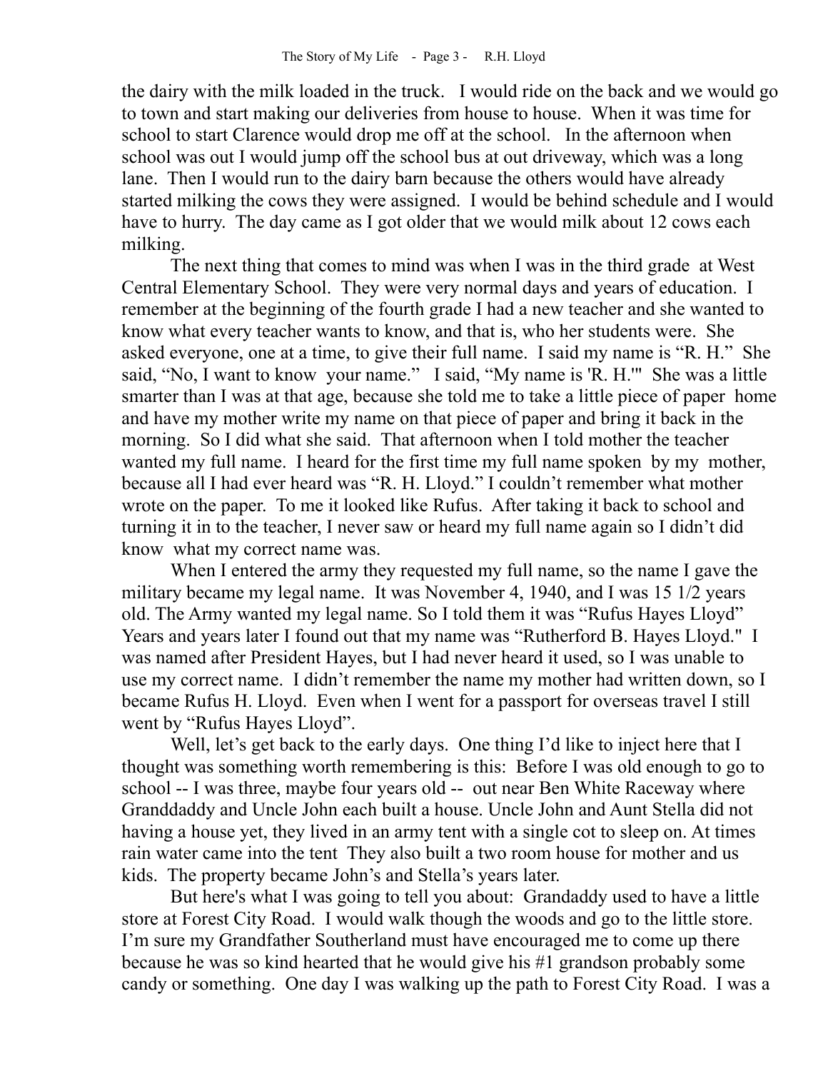the dairy with the milk loaded in the truck. I would ride on the back and we would go to town and start making our deliveries from house to house. When it was time for school to start Clarence would drop me off at the school. In the afternoon when school was out I would jump off the school bus at out driveway, which was a long lane. Then I would run to the dairy barn because the others would have already started milking the cows they were assigned. I would be behind schedule and I would have to hurry. The day came as I got older that we would milk about 12 cows each milking.

The next thing that comes to mind was when I was in the third grade at West Central Elementary School. They were very normal days and years of education. I remember at the beginning of the fourth grade I had a new teacher and she wanted to know what every teacher wants to know, and that is, who her students were. She asked everyone, one at a time, to give their full name. I said my name is "R. H." She said, "No, I want to know your name." I said, "My name is 'R. H.'" She was a little smarter than I was at that age, because she told me to take a little piece of paper home and have my mother write my name on that piece of paper and bring it back in the morning. So I did what she said. That afternoon when I told mother the teacher wanted my full name. I heard for the first time my full name spoken by my mother, because all I had ever heard was "R. H. Lloyd." I couldn't remember what mother wrote on the paper. To me it looked like Rufus. After taking it back to school and turning it in to the teacher, I never saw or heard my full name again so I didn't did know what my correct name was.

When I entered the army they requested my full name, so the name I gave the military became my legal name. It was November 4, 1940, and I was 15 1/2 years old. The Army wanted my legal name. So I told them it was "Rufus Hayes Lloyd" Years and years later I found out that my name was "Rutherford B. Hayes Lloyd." I was named after President Hayes, but I had never heard it used, so I was unable to use my correct name. I didn't remember the name my mother had written down, so I became Rufus H. Lloyd. Even when I went for a passport for overseas travel I still went by "Rufus Hayes Lloyd".

Well, let's get back to the early days. One thing I'd like to inject here that I thought was something worth remembering is this: Before I was old enough to go to school -- I was three, maybe four years old -- out near Ben White Raceway where Granddaddy and Uncle John each built a house. Uncle John and Aunt Stella did not having a house yet, they lived in an army tent with a single cot to sleep on. At times rain water came into the tent They also built a two room house for mother and us kids. The property became John's and Stella's years later.

But here's what I was going to tell you about: Grandaddy used to have a little store at Forest City Road. I would walk though the woods and go to the little store. I'm sure my Grandfather Southerland must have encouraged me to come up there because he was so kind hearted that he would give his #1 grandson probably some candy or something. One day I was walking up the path to Forest City Road. I was a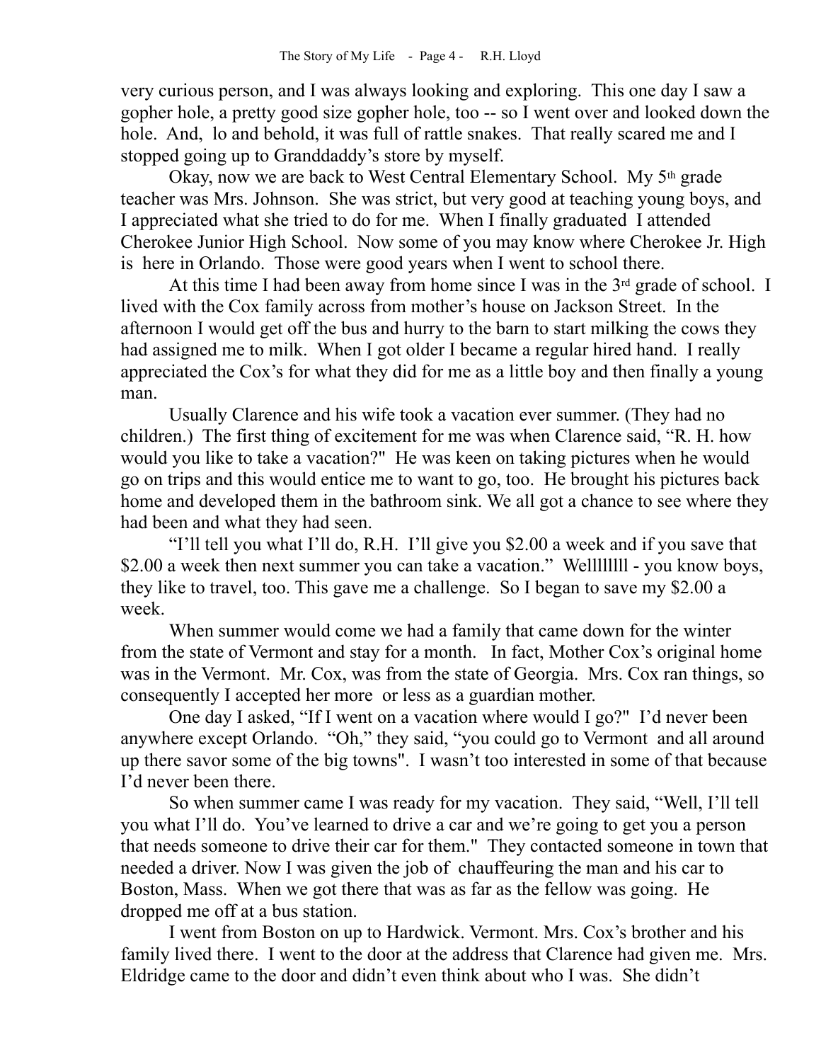very curious person, and I was always looking and exploring. This one day I saw a gopher hole, a pretty good size gopher hole, too -- so I went over and looked down the hole. And, lo and behold, it was full of rattle snakes. That really scared me and I stopped going up to Granddaddy's store by myself.

Okay, now we are back to West Central Elementary School. My 5th grade teacher was Mrs. Johnson. She was strict, but very good at teaching young boys, and I appreciated what she tried to do for me. When I finally graduated I attended Cherokee Junior High School. Now some of you may know where Cherokee Jr. High is here in Orlando. Those were good years when I went to school there.

At this time I had been away from home since I was in the 3rd grade of school. I lived with the Cox family across from mother's house on Jackson Street. In the afternoon I would get off the bus and hurry to the barn to start milking the cows they had assigned me to milk. When I got older I became a regular hired hand. I really appreciated the Cox's for what they did for me as a little boy and then finally a young man.

Usually Clarence and his wife took a vacation ever summer. (They had no children.) The first thing of excitement for me was when Clarence said, "R. H. how would you like to take a vacation?" He was keen on taking pictures when he would go on trips and this would entice me to want to go, too. He brought his pictures back home and developed them in the bathroom sink. We all got a chance to see where they had been and what they had seen.

"I'll tell you what I'll do, R.H. I'll give you $2.00 a week and if you save that $2.00 a week then next summer you can take a vacation." Wellllllll - you know boys, they like to travel, too. This gave me a challenge. So I began to save my $2.00 a week.

When summer would come we had a family that came down for the winter from the state of Vermont and stay for a month. In fact, Mother Cox's original home was in the Vermont. Mr. Cox, was from the state of Georgia. Mrs. Cox ran things, so consequently I accepted her more or less as a guardian mother.

One day I asked, "If I went on a vacation where would I go?" I'd never been anywhere except Orlando. "Oh," they said, "you could go to Vermont and all around up there savor some of the big towns". I wasn't too interested in some of that because I'd never been there.

So when summer came I was ready for my vacation. They said, "Well, I'll tell you what I'll do. You've learned to drive a car and we're going to get you a person that needs someone to drive their car for them." They contacted someone in town that needed a driver. Now I was given the job of chauffeuring the man and his car to Boston, Mass. When we got there that was as far as the fellow was going. He dropped me off at a bus station.

I went from Boston on up to Hardwick. Vermont. Mrs. Cox's brother and his family lived there. I went to the door at the address that Clarence had given me. Mrs. Eldridge came to the door and didn't even think about who I was. She didn't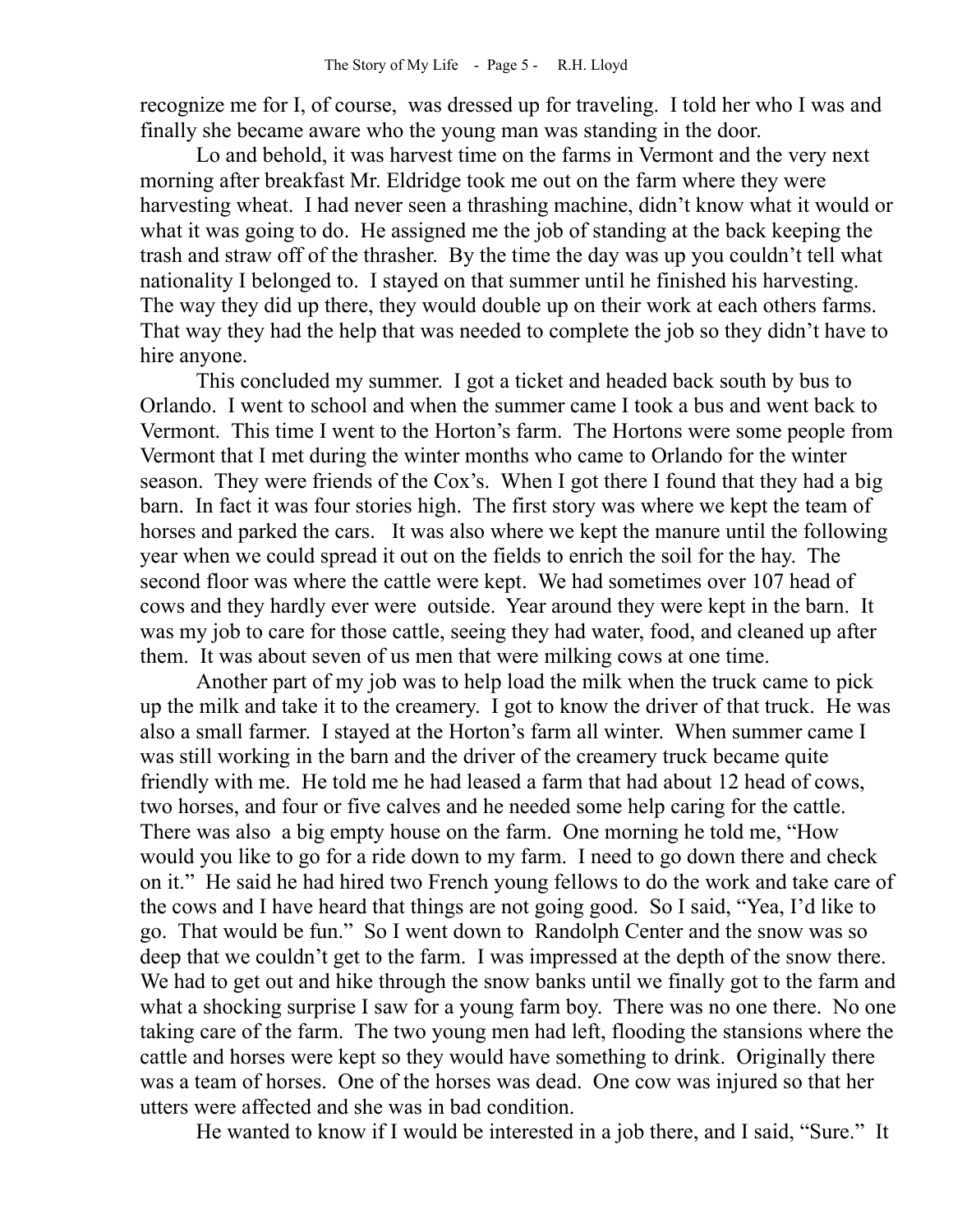recognize me for I, of course, was dressed up for traveling. I told her who I was and finally she became aware who the young man was standing in the door.

Lo and behold, it was harvest time on the farms in Vermont and the very next morning after breakfast Mr. Eldridge took me out on the farm where they were harvesting wheat. I had never seen a thrashing machine, didn't know what it would or what it was going to do. He assigned me the job of standing at the back keeping the trash and straw off of the thrasher. By the time the day was up you couldn't tell what nationality I belonged to. I stayed on that summer until he finished his harvesting. The way they did up there, they would double up on their work at each others farms. That way they had the help that was needed to complete the job so they didn't have to hire anyone.

This concluded my summer. I got a ticket and headed back south by bus to Orlando. I went to school and when the summer came I took a bus and went back to Vermont. This time I went to the Horton's farm. The Hortons were some people from Vermont that I met during the winter months who came to Orlando for the winter season. They were friends of the Cox's. When I got there I found that they had a big barn. In fact it was four stories high. The first story was where we kept the team of horses and parked the cars. It was also where we kept the manure until the following year when we could spread it out on the fields to enrich the soil for the hay. The second floor was where the cattle were kept. We had sometimes over 107 head of cows and they hardly ever were outside. Year around they were kept in the barn. It was my job to care for those cattle, seeing they had water, food, and cleaned up after them. It was about seven of us men that were milking cows at one time.

Another part of my job was to help load the milk when the truck came to pick up the milk and take it to the creamery. I got to know the driver of that truck. He was also a small farmer. I stayed at the Horton's farm all winter. When summer came I was still working in the barn and the driver of the creamery truck became quite friendly with me. He told me he had leased a farm that had about 12 head of cows, two horses, and four or five calves and he needed some help caring for the cattle. There was also a big empty house on the farm. One morning he told me, "How would you like to go for a ride down to my farm. I need to go down there and check on it." He said he had hired two French young fellows to do the work and take care of the cows and I have heard that things are not going good. So I said, "Yea, I'd like to go. That would be fun." So I went down to Randolph Center and the snow was so deep that we couldn't get to the farm. I was impressed at the depth of the snow there. We had to get out and hike through the snow banks until we finally got to the farm and what a shocking surprise I saw for a young farm boy. There was no one there. No one taking care of the farm. The two young men had left, flooding the stansions where the cattle and horses were kept so they would have something to drink. Originally there was a team of horses. One of the horses was dead. One cow was injured so that her utters were affected and she was in bad condition.

He wanted to know if I would be interested in a job there, and I said, "Sure." It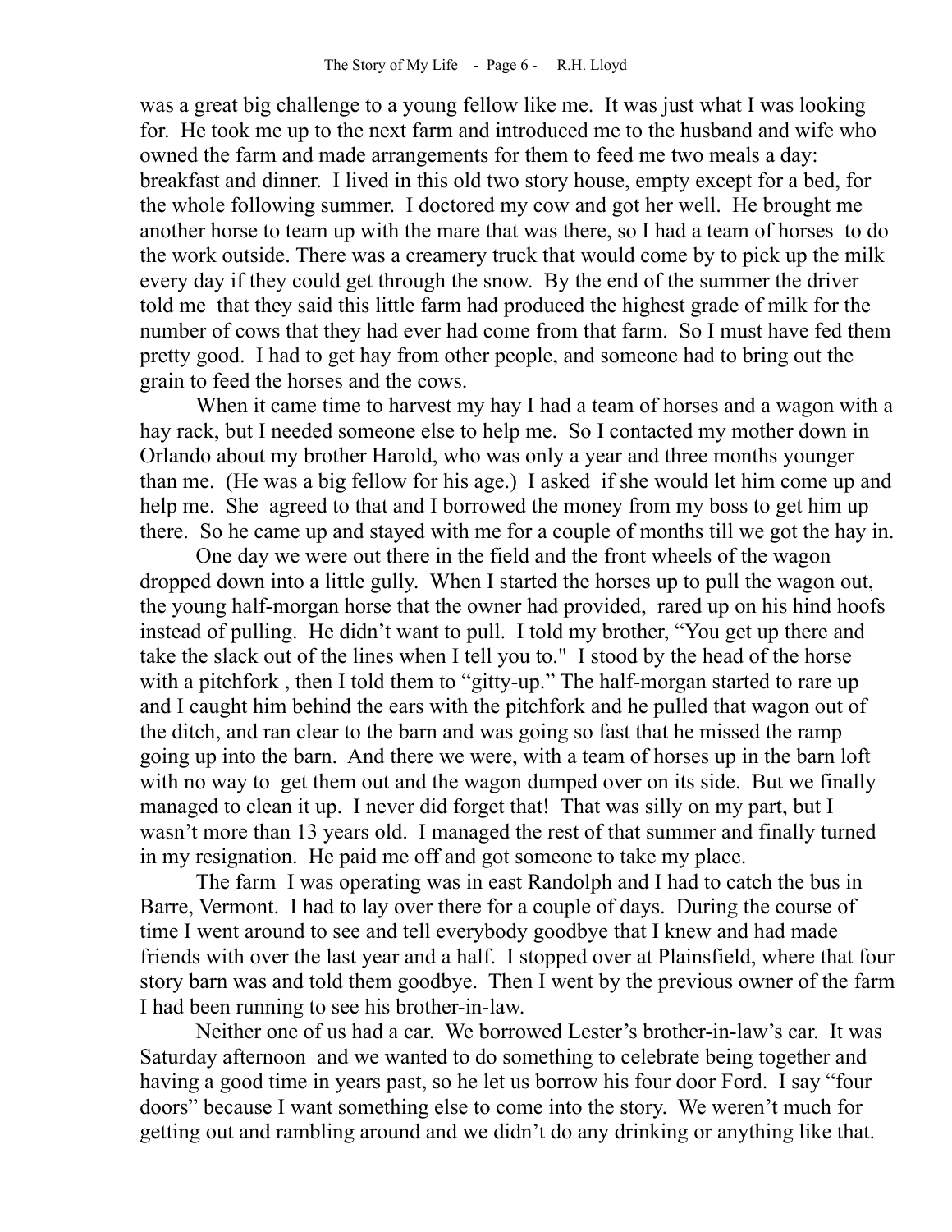was a great big challenge to a young fellow like me. It was just what I was looking for. He took me up to the next farm and introduced me to the husband and wife who owned the farm and made arrangements for them to feed me two meals a day: breakfast and dinner. I lived in this old two story house, empty except for a bed, for the whole following summer. I doctored my cow and got her well. He brought me another horse to team up with the mare that was there, so I had a team of horses to do the work outside. There was a creamery truck that would come by to pick up the milk every day if they could get through the snow. By the end of the summer the driver told me that they said this little farm had produced the highest grade of milk for the number of cows that they had ever had come from that farm. So I must have fed them pretty good. I had to get hay from other people, and someone had to bring out the grain to feed the horses and the cows.

When it came time to harvest my hay I had a team of horses and a wagon with a hay rack, but I needed someone else to help me. So I contacted my mother down in Orlando about my brother Harold, who was only a year and three months younger than me. (He was a big fellow for his age.) I asked if she would let him come up and help me. She agreed to that and I borrowed the money from my boss to get him up there. So he came up and stayed with me for a couple of months till we got the hay in.

One day we were out there in the field and the front wheels of the wagon dropped down into a little gully. When I started the horses up to pull the wagon out, the young half-morgan horse that the owner had provided, rared up on his hind hoofs instead of pulling. He didn't want to pull. I told my brother, "You get up there and take the slack out of the lines when I tell you to." I stood by the head of the horse with a pitchfork , then I told them to "gitty-up." The half-morgan started to rare up and I caught him behind the ears with the pitchfork and he pulled that wagon out of the ditch, and ran clear to the barn and was going so fast that he missed the ramp going up into the barn. And there we were, with a team of horses up in the barn loft with no way to get them out and the wagon dumped over on its side. But we finally managed to clean it up. I never did forget that! That was silly on my part, but I wasn't more than 13 years old. I managed the rest of that summer and finally turned in my resignation. He paid me off and got someone to take my place.

The farm I was operating was in east Randolph and I had to catch the bus in Barre, Vermont. I had to lay over there for a couple of days. During the course of time I went around to see and tell everybody goodbye that I knew and had made friends with over the last year and a half. I stopped over at Plainsfield, where that four story barn was and told them goodbye. Then I went by the previous owner of the farm I had been running to see his brother-in-law.

Neither one of us had a car. We borrowed Lester's brother-in-law's car. It was Saturday afternoon and we wanted to do something to celebrate being together and having a good time in years past, so he let us borrow his four door Ford. I say "four doors" because I want something else to come into the story. We weren't much for getting out and rambling around and we didn't do any drinking or anything like that.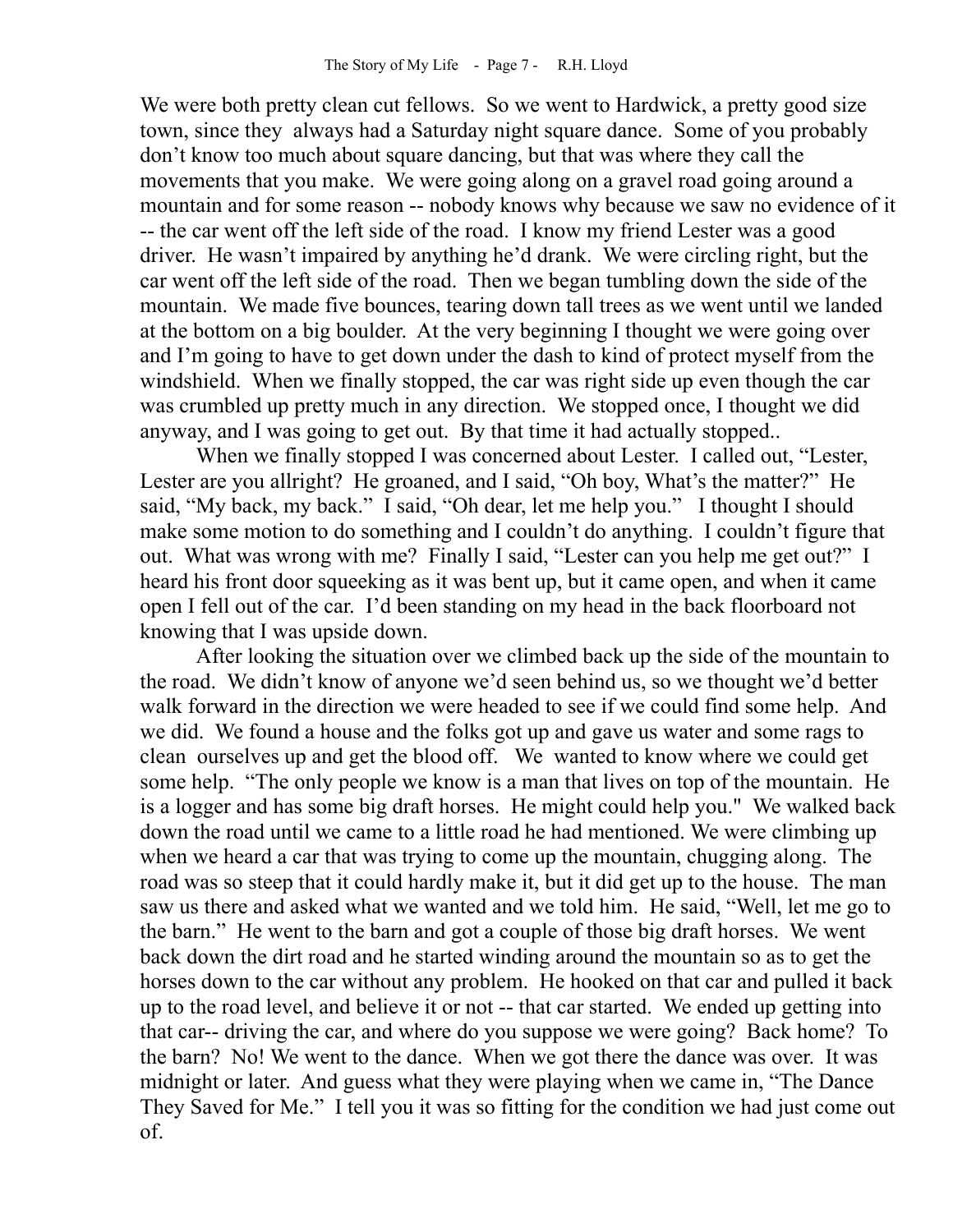We were both pretty clean cut fellows. So we went to Hardwick, a pretty good size town, since they always had a Saturday night square dance. Some of you probably don't know too much about square dancing, but that was where they call the movements that you make. We were going along on a gravel road going around a mountain and for some reason -- nobody knows why because we saw no evidence of it -- the car went off the left side of the road. I know my friend Lester was a good driver. He wasn't impaired by anything he'd drank. We were circling right, but the car went off the left side of the road. Then we began tumbling down the side of the mountain. We made five bounces, tearing down tall trees as we went until we landed at the bottom on a big boulder. At the very beginning I thought we were going over and I'm going to have to get down under the dash to kind of protect myself from the windshield. When we finally stopped, the car was right side up even though the car was crumbled up pretty much in any direction. We stopped once, I thought we did anyway, and I was going to get out. By that time it had actually stopped..

When we finally stopped I was concerned about Lester. I called out, "Lester, Lester are you allright? He groaned, and I said, "Oh boy, What's the matter?" He said, "My back, my back." I said, "Oh dear, let me help you." I thought I should make some motion to do something and I couldn't do anything. I couldn't figure that out. What was wrong with me? Finally I said, "Lester can you help me get out?" I heard his front door squeeking as it was bent up, but it came open, and when it came open I fell out of the car. I'd been standing on my head in the back floorboard not knowing that I was upside down.

After looking the situation over we climbed back up the side of the mountain to the road. We didn't know of anyone we'd seen behind us, so we thought we'd better walk forward in the direction we were headed to see if we could find some help. And we did. We found a house and the folks got up and gave us water and some rags to clean ourselves up and get the blood off. We wanted to know where we could get some help. "The only people we know is a man that lives on top of the mountain. He is a logger and has some big draft horses. He might could help you." We walked back down the road until we came to a little road he had mentioned. We were climbing up when we heard a car that was trying to come up the mountain, chugging along. The road was so steep that it could hardly make it, but it did get up to the house. The man saw us there and asked what we wanted and we told him. He said, "Well, let me go to the barn." He went to the barn and got a couple of those big draft horses. We went back down the dirt road and he started winding around the mountain so as to get the horses down to the car without any problem. He hooked on that car and pulled it back up to the road level, and believe it or not -- that car started. We ended up getting into that car-- driving the car, and where do you suppose we were going? Back home? To the barn? No! We went to the dance. When we got there the dance was over. It was midnight or later. And guess what they were playing when we came in, "The Dance They Saved for Me." I tell you it was so fitting for the condition we had just come out of.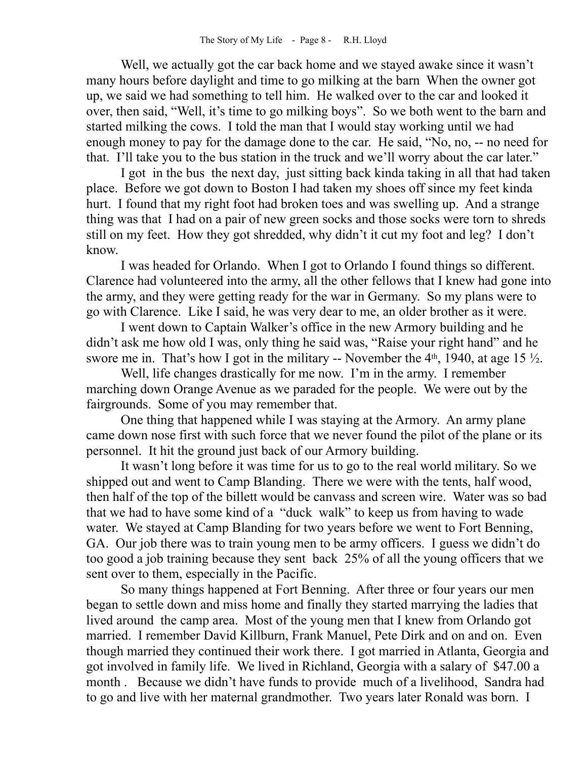Well, we actually got the car back home and we stayed awake since it wasn't many hours before daylight and time to go milking at the barn When the owner got up, we said we had something to tell him. He walked over to the car and looked it over, then said, "Well, it's time to go milking boys". So we both went to the barn and started milking the cows. I told the man that I would stay working until we had enough money to pay for the damage done to the car. He said, "No, no, -- no need for that. I'll take you to the bus station in the truck and we'll worry about the car later."

I got in the bus the next day, just sitting back kinda taking in all that had taken place. Before we got down to Boston I had taken my shoes off since my feet kinda hurt. I found that my right foot had broken toes and was swelling up. And a strange thing was that I had on a pair of new green socks and those socks were torn to shreds still on my feet. How they got shredded, why didn't it cut my foot and leg? I don't know.

I was headed for Orlando. When I got to Orlando I found things so different. Clarence had volunteered into the army, all the other fellows that I knew had gone into the army, and they were getting ready for the war in Germany. So my plans were to go with Clarence. Like I said, he was very dear to me, an older brother as it were.

I went down to Captain Walker's office in the new Armory building and he didn't ask me how old I was, only thing he said was, "Raise your right hand" and he swore me in. That's how I got in the military -- November the 4th, 1940, at age 15 ½.

Well, life changes drastically for me now. I'm in the army. I remember marching down Orange Avenue as we paraded for the people. We were out by the fairgrounds. Some of you may remember that.

One thing that happened while I was staying at the Armory. An army plane came down nose first with such force that we never found the pilot of the plane or its personnel. It hit the ground just back of our Armory building.

It wasn't long before it was time for us to go to the real world military. So we shipped out and went to Camp Blanding. There we were with the tents, half wood, then half of the top of the billett would be canvass and screen wire. Water was so bad that we had to have some kind of a "duck walk" to keep us from having to wade water. We stayed at Camp Blanding for two years before we went to Fort Benning, GA. Our job there was to train young men to be army officers. I guess we didn't do too good a job training because they sent back 25% of all the young officers that we sent over to them, especially in the Pacific.

So many things happened at Fort Benning. After three or four years our men began to settle down and miss home and finally they started marrying the ladies that lived around the camp area. Most of the young men that I knew from Orlando got married. I remember David Killburn, Frank Manuel, Pete Dirk and on and on. Even though married they continued their work there. I got married in Atlanta, Georgia and got involved in family life. We lived in Richland, Georgia with a salary of $47.00 a month . Because we didn't have funds to provide much of a livelihood, Sandra had to go and live with her maternal grandmother. Two years later Ronald was born. I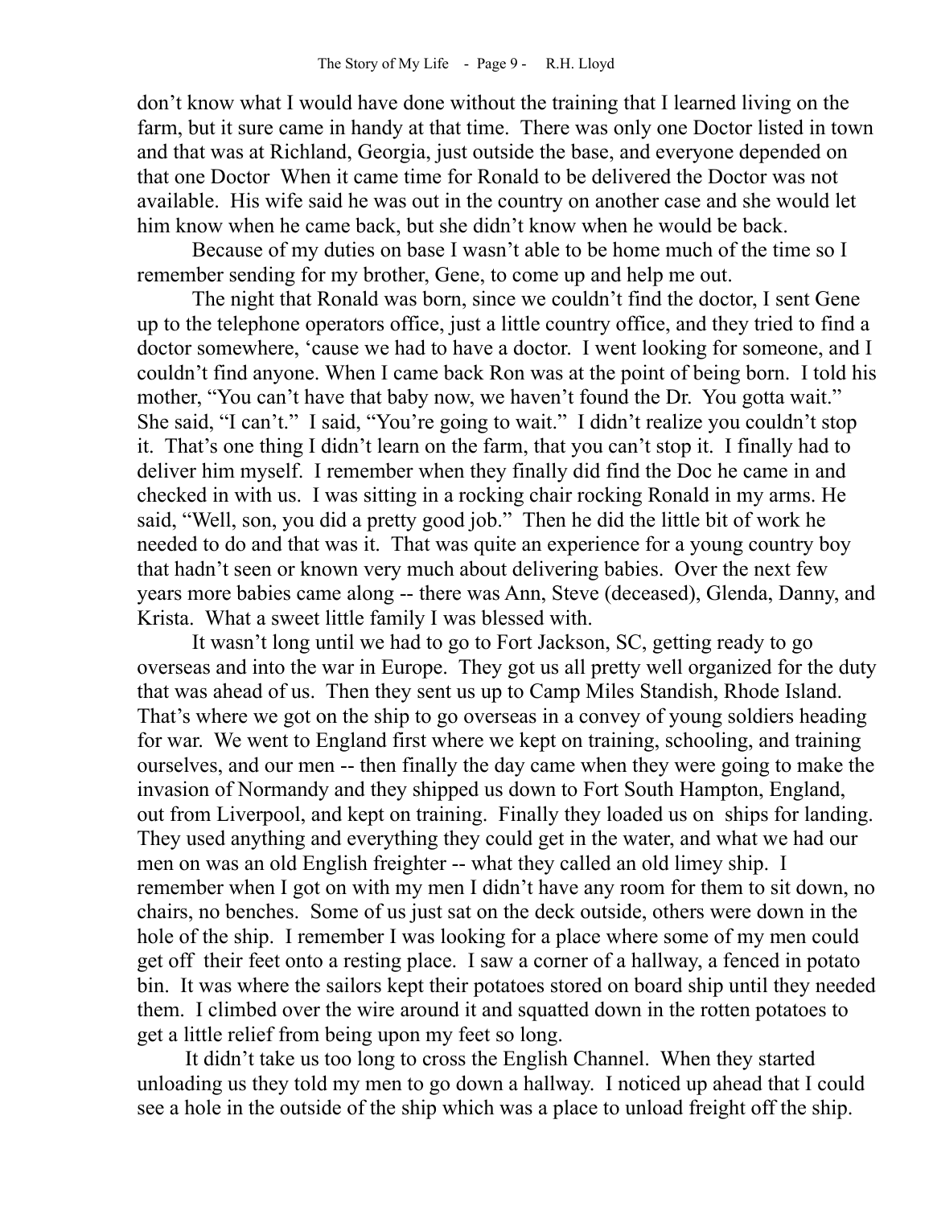don't know what I would have done without the training that I learned living on the farm, but it sure came in handy at that time. There was only one Doctor listed in town and that was at Richland, Georgia, just outside the base, and everyone depended on that one Doctor When it came time for Ronald to be delivered the Doctor was not available. His wife said he was out in the country on another case and she would let him know when he came back, but she didn't know when he would be back.

Because of my duties on base I wasn't able to be home much of the time so I remember sending for my brother, Gene, to come up and help me out.

The night that Ronald was born, since we couldn't find the doctor, I sent Gene up to the telephone operators office, just a little country office, and they tried to find a doctor somewhere, 'cause we had to have a doctor. I went looking for someone, and I couldn't find anyone. When I came back Ron was at the point of being born. I told his mother, "You can't have that baby now, we haven't found the Dr. You gotta wait." She said, "I can't." I said, "You're going to wait." I didn't realize you couldn't stop it. That's one thing I didn't learn on the farm, that you can't stop it. I finally had to deliver him myself. I remember when they finally did find the Doc he came in and checked in with us. I was sitting in a rocking chair rocking Ronald in my arms. He said, "Well, son, you did a pretty good job." Then he did the little bit of work he needed to do and that was it. That was quite an experience for a young country boy that hadn't seen or known very much about delivering babies. Over the next few years more babies came along -- there was Ann, Steve (deceased), Glenda, Danny, and Krista. What a sweet little family I was blessed with.

It wasn't long until we had to go to Fort Jackson, SC, getting ready to go overseas and into the war in Europe. They got us all pretty well organized for the duty that was ahead of us. Then they sent us up to Camp Miles Standish, Rhode Island. That's where we got on the ship to go overseas in a convey of young soldiers heading for war. We went to England first where we kept on training, schooling, and training ourselves, and our men -- then finally the day came when they were going to make the invasion of Normandy and they shipped us down to Fort South Hampton, England, out from Liverpool, and kept on training. Finally they loaded us on ships for landing. They used anything and everything they could get in the water, and what we had our men on was an old English freighter -- what they called an old limey ship. I remember when I got on with my men I didn't have any room for them to sit down, no chairs, no benches. Some of us just sat on the deck outside, others were down in the hole of the ship. I remember I was looking for a place where some of my men could get off their feet onto a resting place. I saw a corner of a hallway, a fenced in potato bin. It was where the sailors kept their potatoes stored on board ship until they needed them. I climbed over the wire around it and squatted down in the rotten potatoes to get a little relief from being upon my feet so long.

It didn't take us too long to cross the English Channel. When they started unloading us they told my men to go down a hallway. I noticed up ahead that I could see a hole in the outside of the ship which was a place to unload freight off the ship.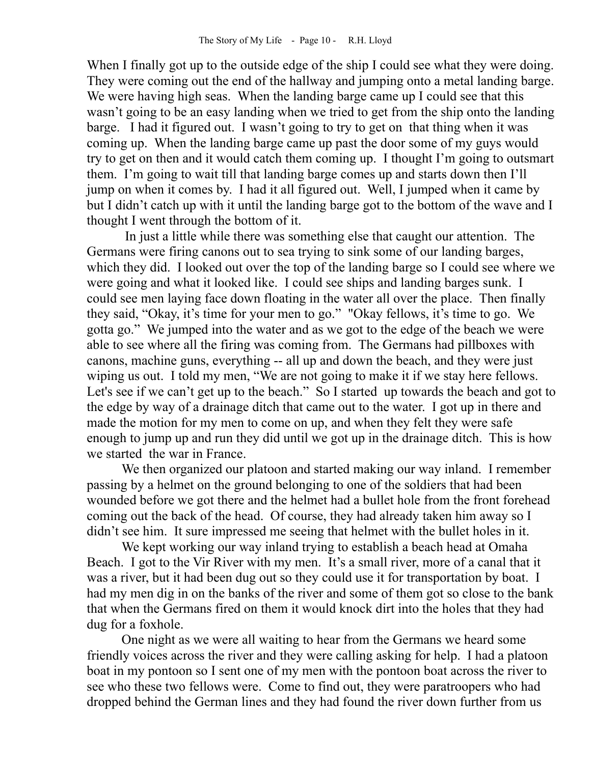When I finally got up to the outside edge of the ship I could see what they were doing. They were coming out the end of the hallway and jumping onto a metal landing barge. We were having high seas. When the landing barge came up I could see that this wasn't going to be an easy landing when we tried to get from the ship onto the landing barge. I had it figured out. I wasn't going to try to get on that thing when it was coming up. When the landing barge came up past the door some of my guys would try to get on then and it would catch them coming up. I thought I'm going to outsmart them. I'm going to wait till that landing barge comes up and starts down then I'll jump on when it comes by. I had it all figured out. Well, I jumped when it came by but I didn't catch up with it until the landing barge got to the bottom of the wave and I thought I went through the bottom of it.

In just a little while there was something else that caught our attention. The Germans were firing canons out to sea trying to sink some of our landing barges, which they did. I looked out over the top of the landing barge so I could see where we were going and what it looked like. I could see ships and landing barges sunk. I could see men laying face down floating in the water all over the place. Then finally they said, "Okay, it's time for your men to go." "Okay fellows, it's time to go. We gotta go." We jumped into the water and as we got to the edge of the beach we were able to see where all the firing was coming from. The Germans had pillboxes with canons, machine guns, everything -- all up and down the beach, and they were just wiping us out. I told my men, "We are not going to make it if we stay here fellows. Let's see if we can't get up to the beach." So I started up towards the beach and got to the edge by way of a drainage ditch that came out to the water. I got up in there and made the motion for my men to come on up, and when they felt they were safe enough to jump up and run they did until we got up in the drainage ditch. This is how we started the war in France.

We then organized our platoon and started making our way inland. I remember passing by a helmet on the ground belonging to one of the soldiers that had been wounded before we got there and the helmet had a bullet hole from the front forehead coming out the back of the head. Of course, they had already taken him away so I didn't see him. It sure impressed me seeing that helmet with the bullet holes in it.

We kept working our way inland trying to establish a beach head at Omaha Beach. I got to the Vir River with my men. It's a small river, more of a canal that it was a river, but it had been dug out so they could use it for transportation by boat. I had my men dig in on the banks of the river and some of them got so close to the bank that when the Germans fired on them it would knock dirt into the holes that they had dug for a foxhole.

One night as we were all waiting to hear from the Germans we heard some friendly voices across the river and they were calling asking for help. I had a platoon boat in my pontoon so I sent one of my men with the pontoon boat across the river to see who these two fellows were. Come to find out, they were paratroopers who had dropped behind the German lines and they had found the river down further from us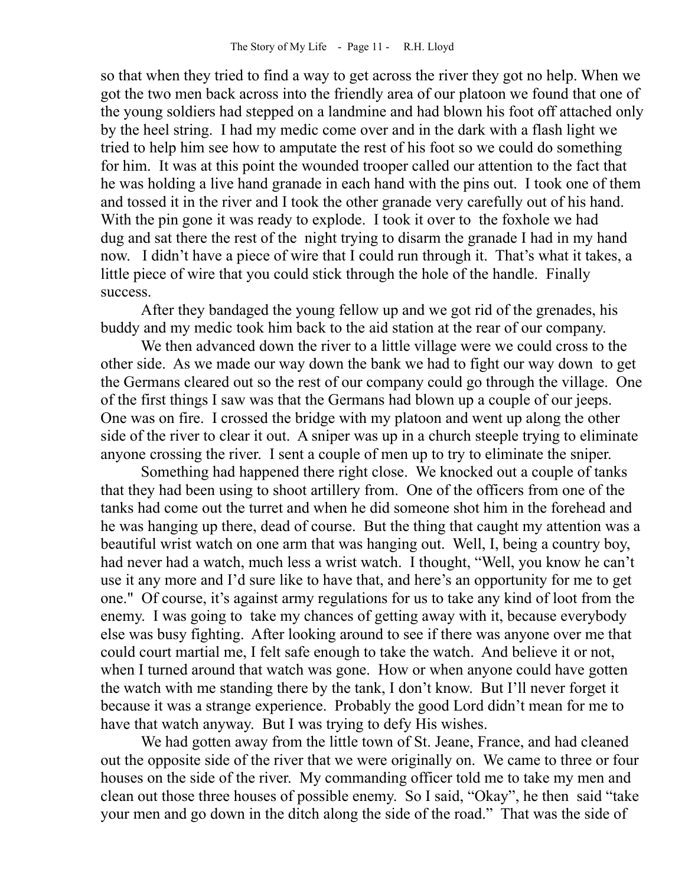so that when they tried to find a way to get across the river they got no help. When we got the two men back across into the friendly area of our platoon we found that one of the young soldiers had stepped on a landmine and had blown his foot off attached only by the heel string. I had my medic come over and in the dark with a flash light we tried to help him see how to amputate the rest of his foot so we could do something for him. It was at this point the wounded trooper called our attention to the fact that he was holding a live hand granade in each hand with the pins out. I took one of them and tossed it in the river and I took the other granade very carefully out of his hand. With the pin gone it was ready to explode. I took it over to the foxhole we had dug and sat there the rest of the night trying to disarm the granade I had in my hand now. I didn't have a piece of wire that I could run through it. That's what it takes, a little piece of wire that you could stick through the hole of the handle. Finally success.

After they bandaged the young fellow up and we got rid of the grenades, his buddy and my medic took him back to the aid station at the rear of our company.

We then advanced down the river to a little village were we could cross to the other side. As we made our way down the bank we had to fight our way down to get the Germans cleared out so the rest of our company could go through the village. One of the first things I saw was that the Germans had blown up a couple of our jeeps. One was on fire. I crossed the bridge with my platoon and went up along the other side of the river to clear it out. A sniper was up in a church steeple trying to eliminate anyone crossing the river. I sent a couple of men up to try to eliminate the sniper.

Something had happened there right close. We knocked out a couple of tanks that they had been using to shoot artillery from. One of the officers from one of the tanks had come out the turret and when he did someone shot him in the forehead and he was hanging up there, dead of course. But the thing that caught my attention was a beautiful wrist watch on one arm that was hanging out. Well, I, being a country boy, had never had a watch, much less a wrist watch. I thought, "Well, you know he can't use it any more and I'd sure like to have that, and here's an opportunity for me to get one." Of course, it's against army regulations for us to take any kind of loot from the enemy. I was going to take my chances of getting away with it, because everybody else was busy fighting. After looking around to see if there was anyone over me that could court martial me, I felt safe enough to take the watch. And believe it or not, when I turned around that watch was gone. How or when anyone could have gotten the watch with me standing there by the tank, I don't know. But I'll never forget it because it was a strange experience. Probably the good Lord didn't mean for me to have that watch anyway. But I was trying to defy His wishes.

We had gotten away from the little town of St. Jeane, France, and had cleaned out the opposite side of the river that we were originally on. We came to three or four houses on the side of the river. My commanding officer told me to take my men and clean out those three houses of possible enemy. So I said, "Okay", he then said "take your men and go down in the ditch along the side of the road." That was the side of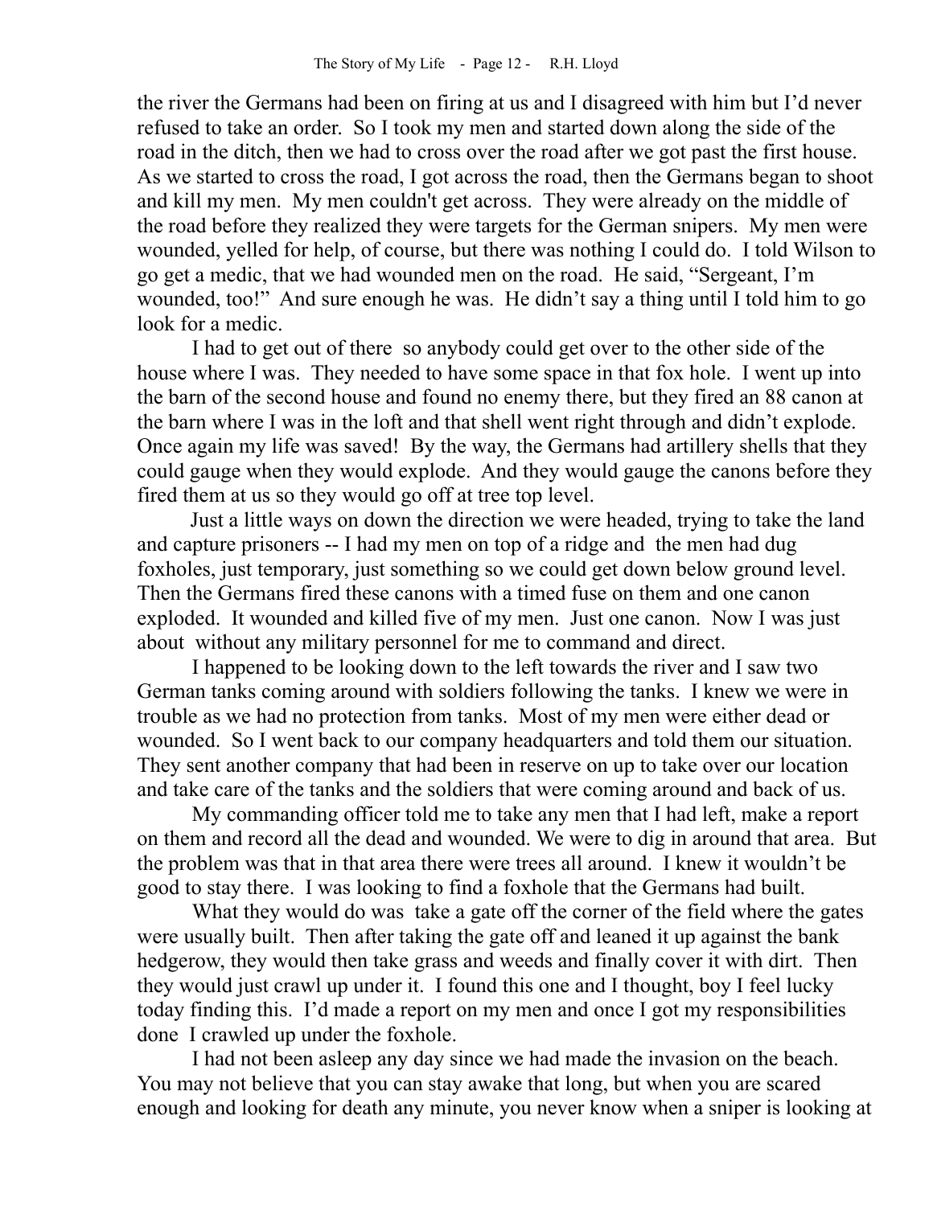the river the Germans had been on firing at us and I disagreed with him but I'd never refused to take an order. So I took my men and started down along the side of the road in the ditch, then we had to cross over the road after we got past the first house. As we started to cross the road, I got across the road, then the Germans began to shoot and kill my men. My men couldn't get across. They were already on the middle of the road before they realized they were targets for the German snipers. My men were wounded, yelled for help, of course, but there was nothing I could do. I told Wilson to go get a medic, that we had wounded men on the road. He said, "Sergeant, I'm wounded, too!" And sure enough he was. He didn't say a thing until I told him to go look for a medic.

I had to get out of there so anybody could get over to the other side of the house where I was. They needed to have some space in that fox hole. I went up into the barn of the second house and found no enemy there, but they fired an 88 canon at the barn where I was in the loft and that shell went right through and didn't explode. Once again my life was saved! By the way, the Germans had artillery shells that they could gauge when they would explode. And they would gauge the canons before they fired them at us so they would go off at tree top level.

Just a little ways on down the direction we were headed, trying to take the land and capture prisoners -- I had my men on top of a ridge and the men had dug foxholes, just temporary, just something so we could get down below ground level. Then the Germans fired these canons with a timed fuse on them and one canon exploded. It wounded and killed five of my men. Just one canon. Now I was just about without any military personnel for me to command and direct.

I happened to be looking down to the left towards the river and I saw two German tanks coming around with soldiers following the tanks. I knew we were in trouble as we had no protection from tanks. Most of my men were either dead or wounded. So I went back to our company headquarters and told them our situation. They sent another company that had been in reserve on up to take over our location and take care of the tanks and the soldiers that were coming around and back of us.

My commanding officer told me to take any men that I had left, make a report on them and record all the dead and wounded. We were to dig in around that area. But the problem was that in that area there were trees all around. I knew it wouldn't be good to stay there. I was looking to find a foxhole that the Germans had built.

What they would do was take a gate off the corner of the field where the gates were usually built. Then after taking the gate off and leaned it up against the bank hedgerow, they would then take grass and weeds and finally cover it with dirt. Then they would just crawl up under it. I found this one and I thought, boy I feel lucky today finding this. I'd made a report on my men and once I got my responsibilities done I crawled up under the foxhole.

I had not been asleep any day since we had made the invasion on the beach. You may not believe that you can stay awake that long, but when you are scared enough and looking for death any minute, you never know when a sniper is looking at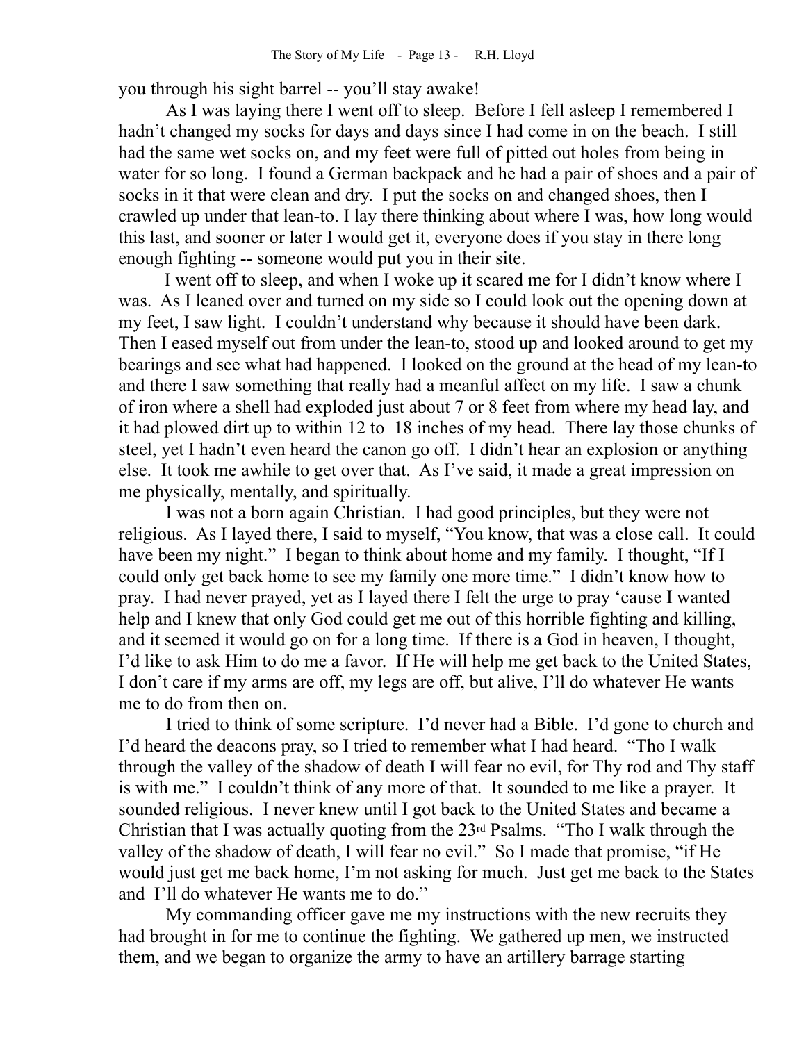you through his sight barrel -- you'll stay awake!

As I was laying there I went off to sleep. Before I fell asleep I remembered I hadn't changed my socks for days and days since I had come in on the beach. I still had the same wet socks on, and my feet were full of pitted out holes from being in water for so long. I found a German backpack and he had a pair of shoes and a pair of socks in it that were clean and dry. I put the socks on and changed shoes, then I crawled up under that lean-to. I lay there thinking about where I was, how long would this last, and sooner or later I would get it, everyone does if you stay in there long enough fighting -- someone would put you in their site.

I went off to sleep, and when I woke up it scared me for I didn't know where I was. As I leaned over and turned on my side so I could look out the opening down at my feet, I saw light. I couldn't understand why because it should have been dark. Then I eased myself out from under the lean-to, stood up and looked around to get my bearings and see what had happened. I looked on the ground at the head of my lean-to and there I saw something that really had a meanful affect on my life. I saw a chunk of iron where a shell had exploded just about 7 or 8 feet from where my head lay, and it had plowed dirt up to within 12 to 18 inches of my head. There lay those chunks of steel, yet I hadn't even heard the canon go off. I didn't hear an explosion or anything else. It took me awhile to get over that. As I've said, it made a great impression on me physically, mentally, and spiritually.

I was not a born again Christian. I had good principles, but they were not religious. As I layed there, I said to myself, "You know, that was a close call. It could have been my night." I began to think about home and my family. I thought, "If I could only get back home to see my family one more time." I didn't know how to pray. I had never prayed, yet as I layed there I felt the urge to pray 'cause I wanted help and I knew that only God could get me out of this horrible fighting and killing, and it seemed it would go on for a long time. If there is a God in heaven, I thought, I'd like to ask Him to do me a favor. If He will help me get back to the United States, I don't care if my arms are off, my legs are off, but alive, I'll do whatever He wants me to do from then on.

I tried to think of some scripture. I'd never had a Bible. I'd gone to church and I'd heard the deacons pray, so I tried to remember what I had heard. "Tho I walk through the valley of the shadow of death I will fear no evil, for Thy rod and Thy staff is with me." I couldn't think of any more of that. It sounded to me like a prayer. It sounded religious. I never knew until I got back to the United States and became a Christian that I was actually quoting from the 23rd Psalms. "Tho I walk through the valley of the shadow of death, I will fear no evil." So I made that promise, "if He would just get me back home, I'm not asking for much. Just get me back to the States and I'll do whatever He wants me to do."

My commanding officer gave me my instructions with the new recruits they had brought in for me to continue the fighting. We gathered up men, we instructed them, and we began to organize the army to have an artillery barrage starting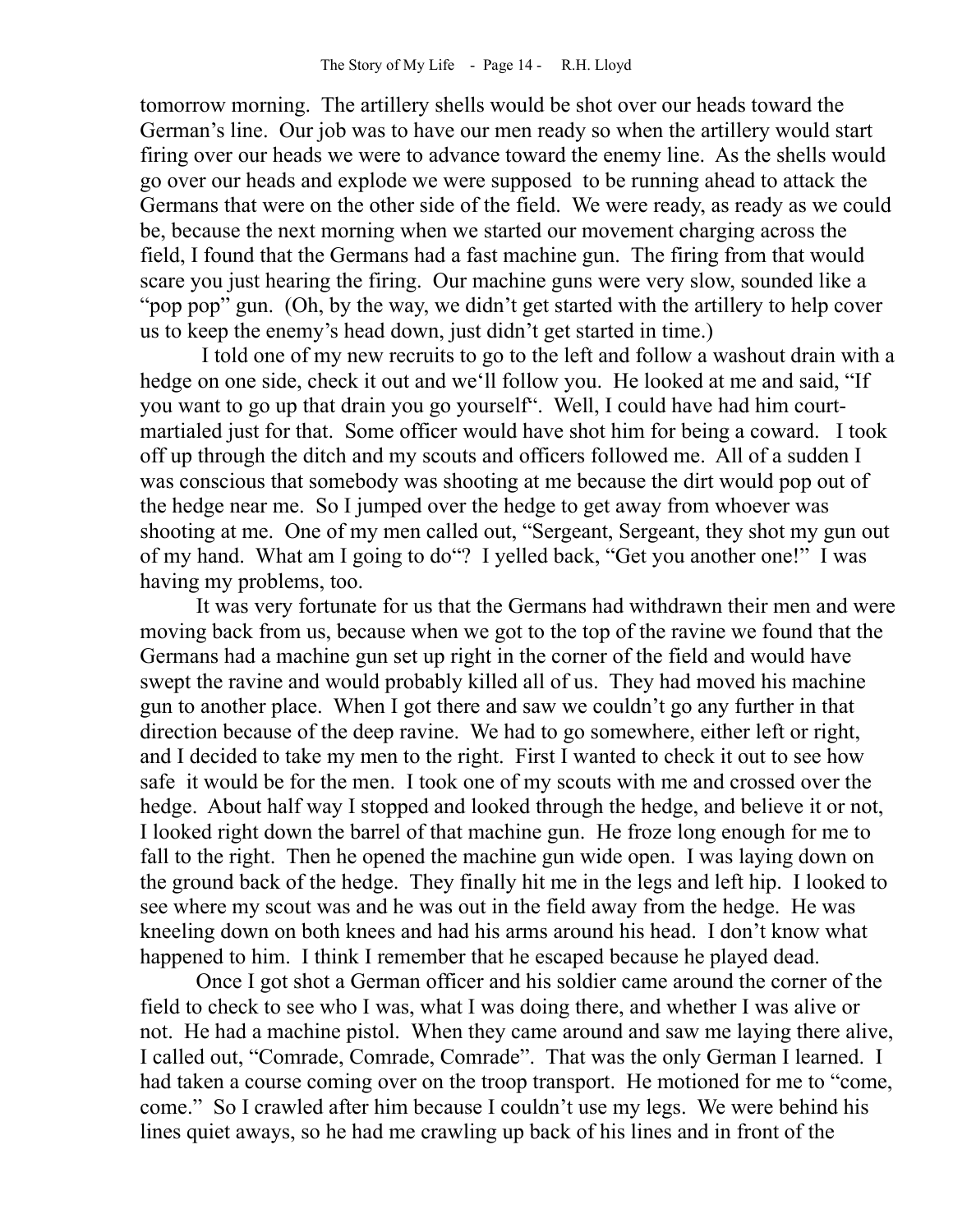tomorrow morning. The artillery shells would be shot over our heads toward the German's line. Our job was to have our men ready so when the artillery would start firing over our heads we were to advance toward the enemy line. As the shells would go over our heads and explode we were supposed to be running ahead to attack the Germans that were on the other side of the field. We were ready, as ready as we could be, because the next morning when we started our movement charging across the field, I found that the Germans had a fast machine gun. The firing from that would scare you just hearing the firing. Our machine guns were very slow, sounded like a "pop pop" gun. (Oh, by the way, we didn't get started with the artillery to help cover us to keep the enemy's head down, just didn't get started in time.)

I told one of my new recruits to go to the left and follow a washout drain with a hedge on one side, check it out and we'll follow you. He looked at me and said, "If you want to go up that drain you go yourself". Well, I could have had him court-martialed just for that. Some officer would have shot him for being a coward. I took off up through the ditch and my scouts and officers followed me. All of a sudden I was conscious that somebody was shooting at me because the dirt would pop out of the hedge near me. So I jumped over the hedge to get away from whoever was shooting at me. One of my men called out, "Sergeant, Sergeant, they shot my gun out of my hand. What am I going to do"? I yelled back, "Get you another one!" I was having my problems, too.

It was very fortunate for us that the Germans had withdrawn their men and were moving back from us, because when we got to the top of the ravine we found that the Germans had a machine gun set up right in the corner of the field and would have swept the ravine and would probably killed all of us. They had moved his machine gun to another place. When I got there and saw we couldn't go any further in that direction because of the deep ravine. We had to go somewhere, either left or right, and I decided to take my men to the right. First I wanted to check it out to see how safe it would be for the men. I took one of my scouts with me and crossed over the hedge. About half way I stopped and looked through the hedge, and believe it or not, I looked right down the barrel of that machine gun. He froze long enough for me to fall to the right. Then he opened the machine gun wide open. I was laying down on the ground back of the hedge. They finally hit me in the legs and left hip. I looked to see where my scout was and he was out in the field away from the hedge. He was kneeling down on both knees and had his arms around his head. I don't know what happened to him. I think I remember that he escaped because he played dead.

Once I got shot a German officer and his soldier came around the corner of the field to check to see who I was, what I was doing there, and whether I was alive or not. He had a machine pistol. When they came around and saw me laying there alive, I called out, "Comrade, Comrade, Comrade". That was the only German I learned. I had taken a course coming over on the troop transport. He motioned for me to "come, come." So I crawled after him because I couldn't use my legs. We were behind his lines quiet aways, so he had me crawling up back of his lines and in front of the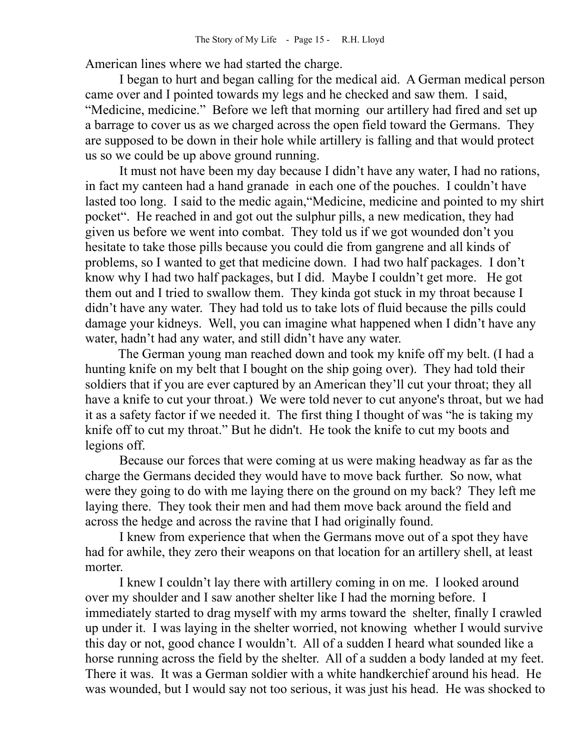American lines where we had started the charge.

I began to hurt and began calling for the medical aid. A German medical person came over and I pointed towards my legs and he checked and saw them. I said, "Medicine, medicine." Before we left that morning our artillery had fired and set up a barrage to cover us as we charged across the open field toward the Germans. They are supposed to be down in their hole while artillery is falling and that would protect us so we could be up above ground running.

It must not have been my day because I didn't have any water, I had no rations, in fact my canteen had a hand granade in each one of the pouches. I couldn't have lasted too long. I said to the medic again,"Medicine, medicine and pointed to my shirt pocket". He reached in and got out the sulphur pills, a new medication, they had given us before we went into combat. They told us if we got wounded don't you hesitate to take those pills because you could die from gangrene and all kinds of problems, so I wanted to get that medicine down. I had two half packages. I don't know why I had two half packages, but I did. Maybe I couldn't get more. He got them out and I tried to swallow them. They kinda got stuck in my throat because I didn't have any water. They had told us to take lots of fluid because the pills could damage your kidneys. Well, you can imagine what happened when I didn't have any water, hadn't had any water, and still didn't have any water.

The German young man reached down and took my knife off my belt. (I had a hunting knife on my belt that I bought on the ship going over). They had told their soldiers that if you are ever captured by an American they'll cut your throat; they all have a knife to cut your throat.) We were told never to cut anyone's throat, but we had it as a safety factor if we needed it. The first thing I thought of was "he is taking my knife off to cut my throat." But he didn't. He took the knife to cut my boots and legions off.

Because our forces that were coming at us were making headway as far as the charge the Germans decided they would have to move back further. So now, what were they going to do with me laying there on the ground on my back? They left me laying there. They took their men and had them move back around the field and across the hedge and across the ravine that I had originally found.

I knew from experience that when the Germans move out of a spot they have had for awhile, they zero their weapons on that location for an artillery shell, at least morter.

I knew I couldn't lay there with artillery coming in on me. I looked around over my shoulder and I saw another shelter like I had the morning before. I immediately started to drag myself with my arms toward the shelter, finally I crawled up under it. I was laying in the shelter worried, not knowing whether I would survive this day or not, good chance I wouldn't. All of a sudden I heard what sounded like a horse running across the field by the shelter. All of a sudden a body landed at my feet. There it was. It was a German soldier with a white handkerchief around his head. He was wounded, but I would say not too serious, it was just his head. He was shocked to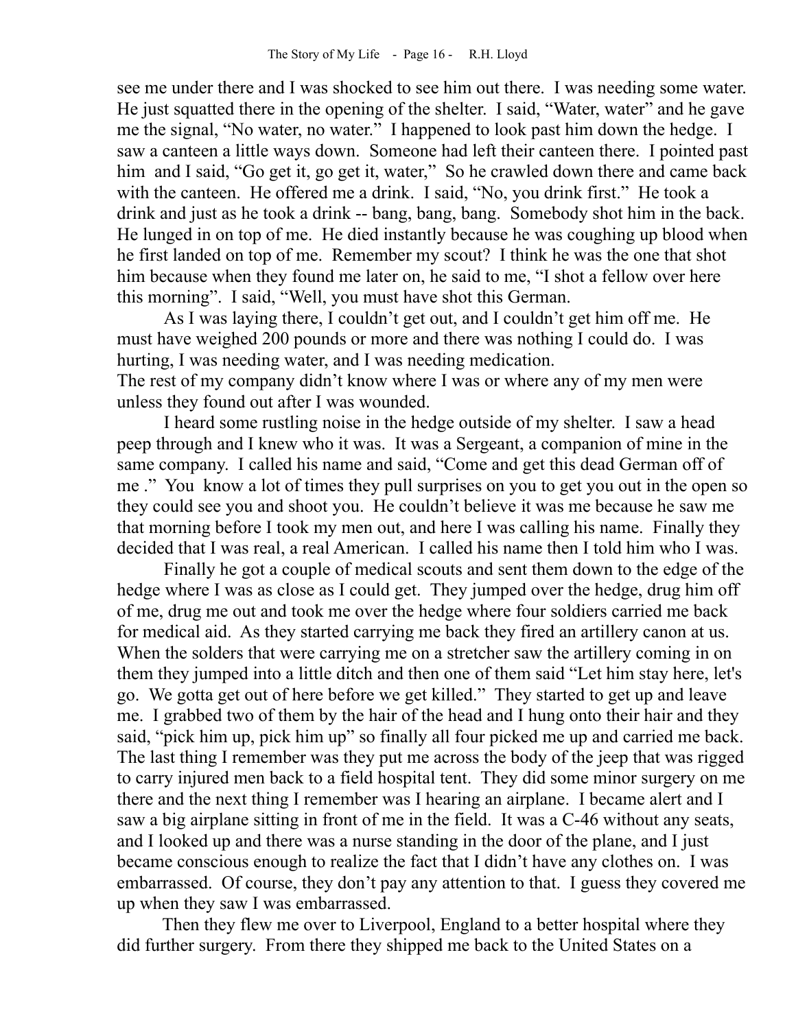see me under there and I was shocked to see him out there. I was needing some water. He just squatted there in the opening of the shelter. I said, "Water, water" and he gave me the signal, "No water, no water." I happened to look past him down the hedge. I saw a canteen a little ways down. Someone had left their canteen there. I pointed past him and I said, "Go get it, go get it, water," So he crawled down there and came back with the canteen. He offered me a drink. I said, "No, you drink first." He took a drink and just as he took a drink -- bang, bang, bang. Somebody shot him in the back. He lunged in on top of me. He died instantly because he was coughing up blood when he first landed on top of me. Remember my scout? I think he was the one that shot him because when they found me later on, he said to me, "I shot a fellow over here this morning". I said, "Well, you must have shot this German.

As I was laying there, I couldn't get out, and I couldn't get him off me. He must have weighed 200 pounds or more and there was nothing I could do. I was hurting, I was needing water, and I was needing medication.
The rest of my company didn't know where I was or where any of my men were unless they found out after I was wounded.

I heard some rustling noise in the hedge outside of my shelter. I saw a head peep through and I knew who it was. It was a Sergeant, a companion of mine in the same company. I called his name and said, "Come and get this dead German off of me ." You know a lot of times they pull surprises on you to get you out in the open so they could see you and shoot you. He couldn't believe it was me because he saw me that morning before I took my men out, and here I was calling his name. Finally they decided that I was real, a real American. I called his name then I told him who I was.

Finally he got a couple of medical scouts and sent them down to the edge of the hedge where I was as close as I could get. They jumped over the hedge, drug him off of me, drug me out and took me over the hedge where four soldiers carried me back for medical aid. As they started carrying me back they fired an artillery canon at us. When the solders that were carrying me on a stretcher saw the artillery coming in on them they jumped into a little ditch and then one of them said "Let him stay here, let's go. We gotta get out of here before we get killed." They started to get up and leave me. I grabbed two of them by the hair of the head and I hung onto their hair and they said, "pick him up, pick him up" so finally all four picked me up and carried me back. The last thing I remember was they put me across the body of the jeep that was rigged to carry injured men back to a field hospital tent. They did some minor surgery on me there and the next thing I remember was I hearing an airplane. I became alert and I saw a big airplane sitting in front of me in the field. It was a C-46 without any seats, and I looked up and there was a nurse standing in the door of the plane, and I just became conscious enough to realize the fact that I didn't have any clothes on. I was embarrassed. Of course, they don't pay any attention to that. I guess they covered me up when they saw I was embarrassed.

Then they flew me over to Liverpool, England to a better hospital where they did further surgery. From there they shipped me back to the United States on a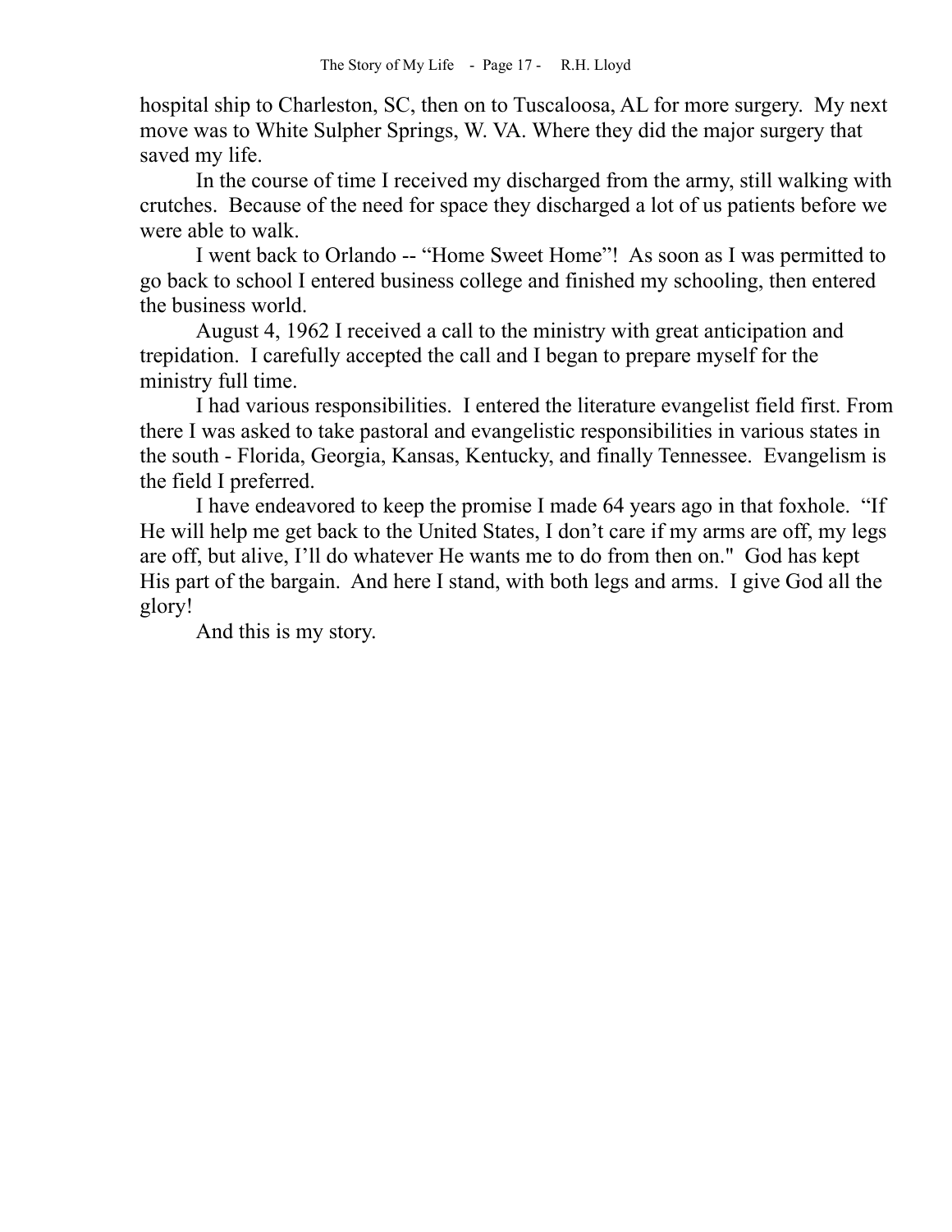hospital ship to Charleston, SC, then on to Tuscaloosa, AL for more surgery. My next move was to White Sulpher Springs, W. VA. Where they did the major surgery that saved my life.

In the course of time I received my discharged from the army, still walking with crutches. Because of the need for space they discharged a lot of us patients before we were able to walk.

I went back to Orlando -- "Home Sweet Home"! As soon as I was permitted to go back to school I entered business college and finished my schooling, then entered the business world.

August 4, 1962 I received a call to the ministry with great anticipation and trepidation. I carefully accepted the call and I began to prepare myself for the ministry full time.

I had various responsibilities. I entered the literature evangelist field first. From there I was asked to take pastoral and evangelistic responsibilities in various states in the south - Florida, Georgia, Kansas, Kentucky, and finally Tennessee. Evangelism is the field I preferred.

I have endeavored to keep the promise I made 64 years ago in that foxhole. "If He will help me get back to the United States, I don't care if my arms are off, my legs are off, but alive, I'll do whatever He wants me to do from then on." God has kept His part of the bargain. And here I stand, with both legs and arms. I give God all the glory!

And this is my story.